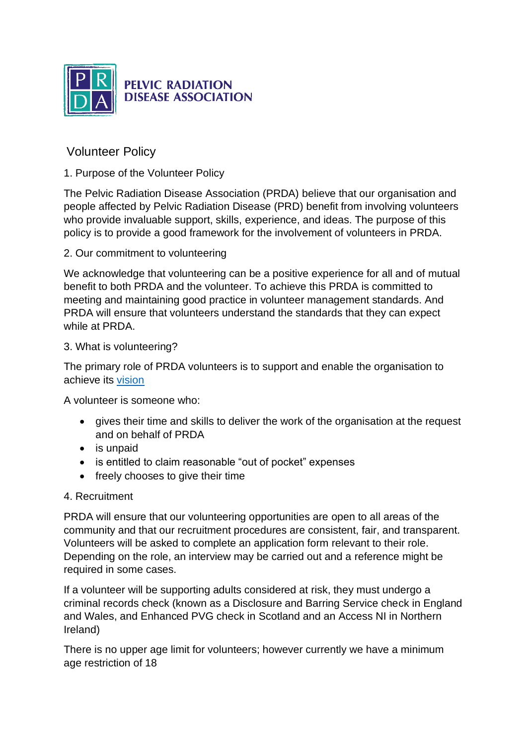PELVIC RADIATION DISEASE ASSOCIATION

# Volunteer Policy

## 1. Purpose of the Volunteer Policy

The Pelvic Radiation Disease Association (PRDA) believe that our organisation and people affected by Pelvic Radiation Disease (PRD) benefit from involving volunteers who provide invaluable support, skills, experience, and ideas. The purpose of this policy is to provide a good framework for the involvement of volunteers in PRDA.

## 2. Our commitment to volunteering

We acknowledge that volunteering can be a positive experience for all and of mutual benefit to both PRDA and the volunteer. To achieve this PRDA is committed to meeting and maintaining good practice in volunteer management standards. And PRDA will ensure that volunteers understand the standards that they can expect while at PRDA.

## 3. What is volunteering?

The primary role of PRDA volunteers is to support and enable the organisation to achieve its vision

A volunteer is someone who:

- gives their time and skills to deliver the work of the organisation at the request and on behalf of PRDA
- is unpaid
- is entitled to claim reasonable "out of pocket" expenses
- freely chooses to give their time

## 4. Recruitment

PRDA will ensure that our volunteering opportunities are open to all areas of the community and that our recruitment procedures are consistent, fair, and transparent. Volunteers will be asked to complete an application form relevant to their role. Depending on the role, an interview may be carried out and a reference might be required in some cases.

If a volunteer will be supporting adults considered at risk, they must undergo a criminal records check (known as a Disclosure and Barring Service check in England and Wales, and Enhanced PVG check in Scotland and an Access NI in Northern Ireland)

There is no upper age limit for volunteers; however currently we have a minimum age restriction of 18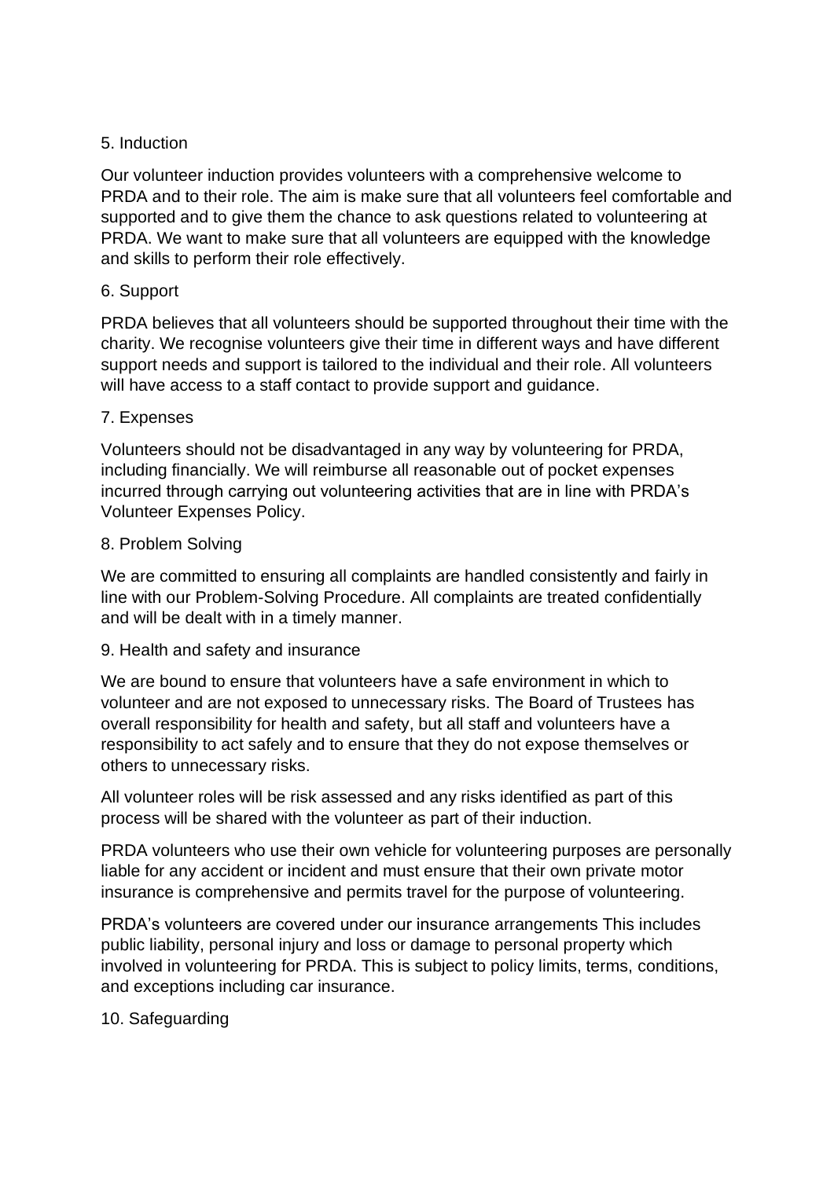## 5. Induction

Our volunteer induction provides volunteers with a comprehensive welcome to PRDA and to their role. The aim is make sure that all volunteers feel comfortable and supported and to give them the chance to ask questions related to volunteering at PRDA. We want to make sure that all volunteers are equipped with the knowledge and skills to perform their role effectively.

## 6. Support

PRDA believes that all volunteers should be supported throughout their time with the charity. We recognise volunteers give their time in different ways and have different support needs and support is tailored to the individual and their role. All volunteers will have access to a staff contact to provide support and guidance.

## 7. Expenses

Volunteers should not be disadvantaged in any way by volunteering for PRDA, including financially. We will reimburse all reasonable out of pocket expenses incurred through carrying out volunteering activities that are in line with PRDA's Volunteer Expenses Policy.

## 8. Problem Solving

We are committed to ensuring all complaints are handled consistently and fairly in line with our Problem-Solving Procedure. All complaints are treated confidentially and will be dealt with in a timely manner.

## 9. Health and safety and insurance

We are bound to ensure that volunteers have a safe environment in which to volunteer and are not exposed to unnecessary risks. The Board of Trustees has overall responsibility for health and safety, but all staff and volunteers have a responsibility to act safely and to ensure that they do not expose themselves or others to unnecessary risks.

All volunteer roles will be risk assessed and any risks identified as part of this process will be shared with the volunteer as part of their induction.

PRDA volunteers who use their own vehicle for volunteering purposes are personally liable for any accident or incident and must ensure that their own private motor insurance is comprehensive and permits travel for the purpose of volunteering.

PRDA's volunteers are covered under our insurance arrangements This includes public liability, personal injury and loss or damage to personal property which involved in volunteering for PRDA. This is subject to policy limits, terms, conditions, and exceptions including car insurance.

## 10. Safeguarding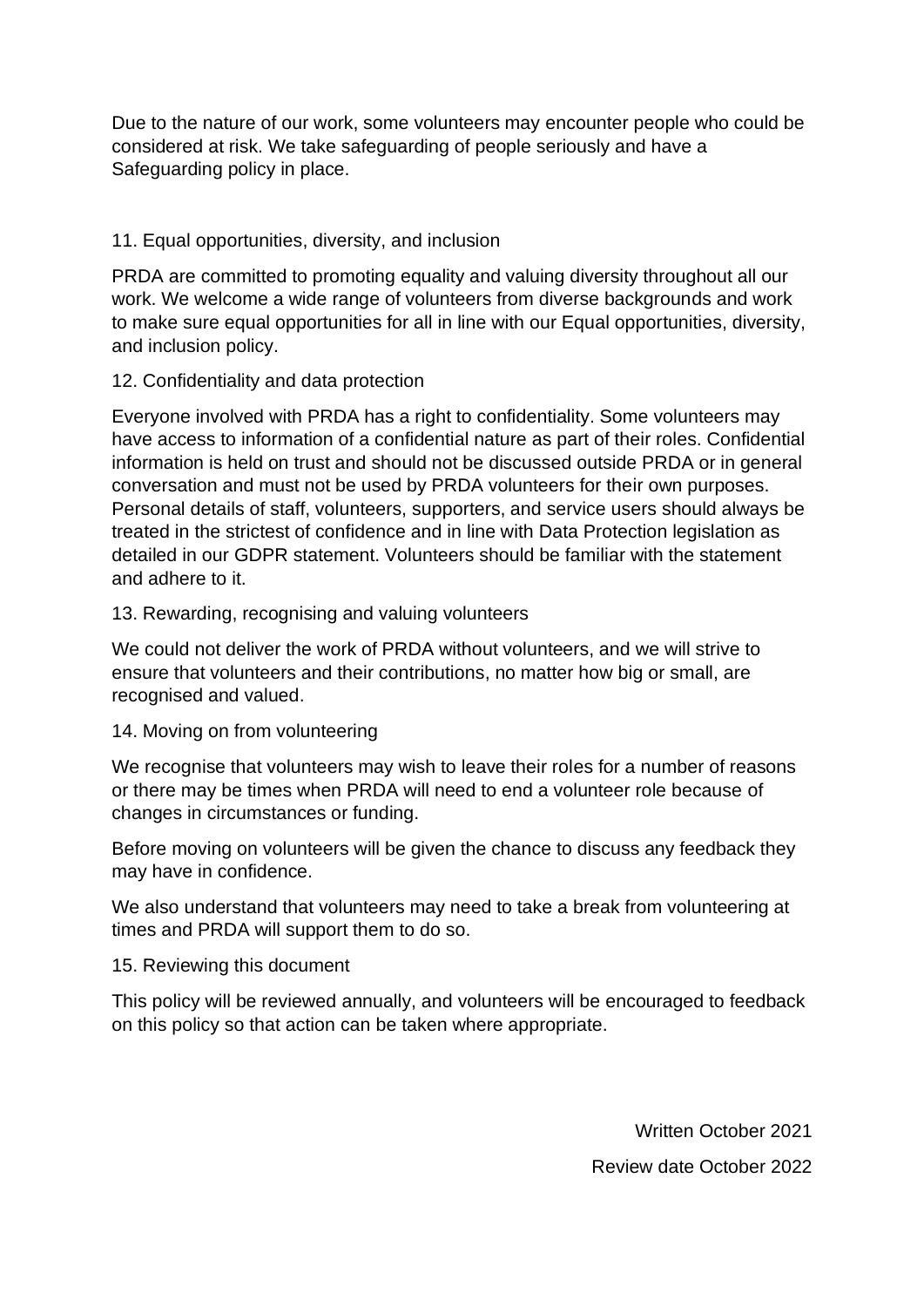Due to the nature of our work, some volunteers may encounter people who could be considered at risk. We take safeguarding of people seriously and have a Safeguarding policy in place.

## 11. Equal opportunities, diversity, and inclusion

PRDA are committed to promoting equality and valuing diversity throughout all our work. We welcome a wide range of volunteers from diverse backgrounds and work to make sure equal opportunities for all in line with our Equal opportunities, diversity, and inclusion policy.

## 12. Confidentiality and data protection

Everyone involved with PRDA has a right to confidentiality. Some volunteers may have access to information of a confidential nature as part of their roles. Confidential information is held on trust and should not be discussed outside PRDA or in general conversation and must not be used by PRDA volunteers for their own purposes. Personal details of staff, volunteers, supporters, and service users should always be treated in the strictest of confidence and in line with Data Protection legislation as detailed in our GDPR statement. Volunteers should be familiar with the statement and adhere to it.

## 13. Rewarding, recognising and valuing volunteers

We could not deliver the work of PRDA without volunteers, and we will strive to ensure that volunteers and their contributions, no matter how big or small, are recognised and valued.

## 14. Moving on from volunteering

We recognise that volunteers may wish to leave their roles for a number of reasons or there may be times when PRDA will need to end a volunteer role because of changes in circumstances or funding.

Before moving on volunteers will be given the chance to discuss any feedback they may have in confidence.

We also understand that volunteers may need to take a break from volunteering at times and PRDA will support them to do so.

## 15. Reviewing this document

This policy will be reviewed annually, and volunteers will be encouraged to feedback on this policy so that action can be taken where appropriate.

Written October 2021

Review date October 2022